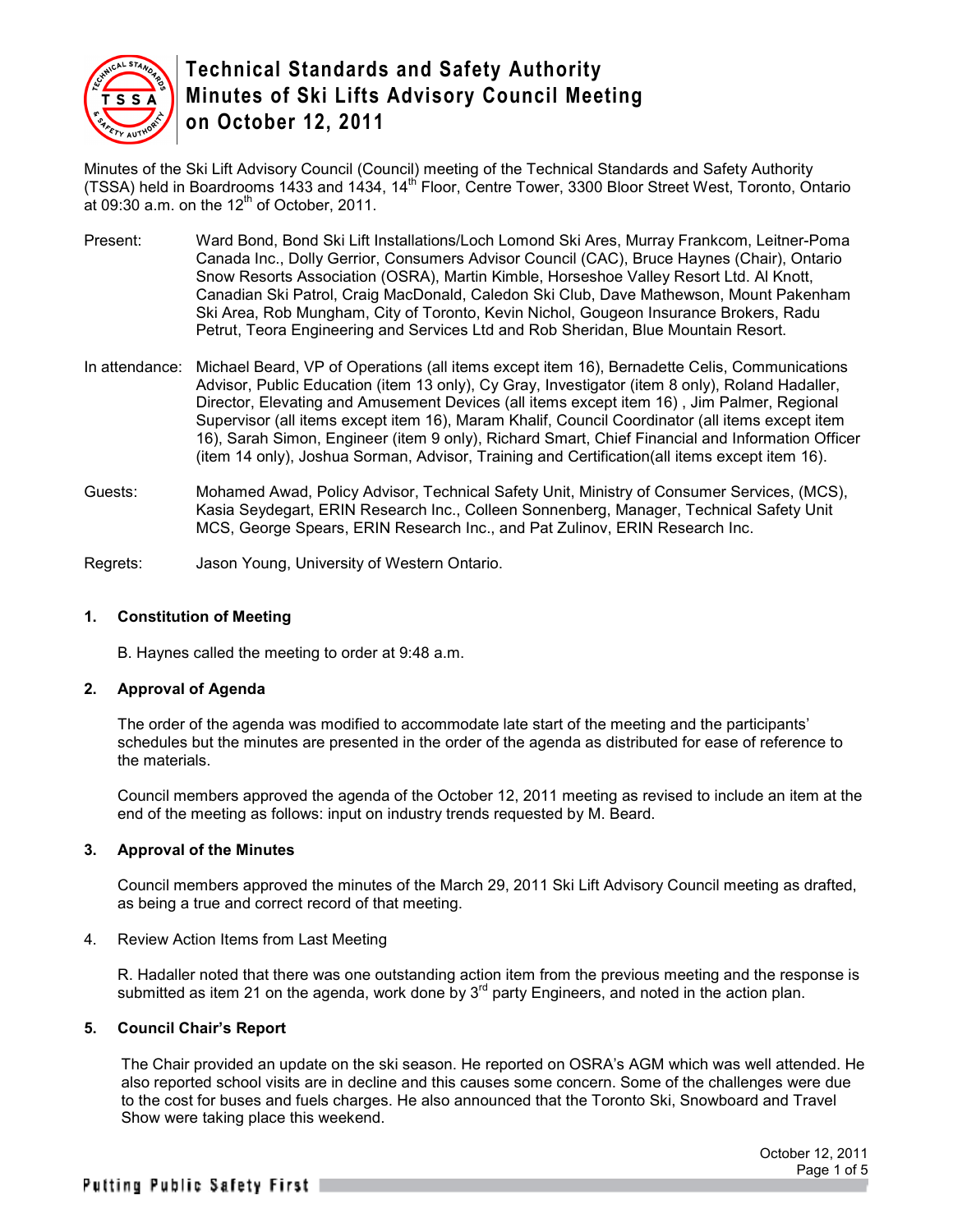# Technical Standards and Safety Authority Minutes of Ski Lifts Advisory Council Meeting on October 12, 2011

Minutes of the Ski Lift Advisory Council (Council) meeting of the Technical Standards and Safety Authority (TSSA) held in Boardrooms 1433 and 1434, 14th Floor, Centre Tower, 3300 Bloor Street West, Toronto, Ontario at 09:30 a.m. on the 12th of October, 2011.

Present: Ward Bond, Bond Ski Lift Installations/Loch Lomond Ski Ares, Murray Frankcom, Leitner-Poma Canada Inc., Dolly Gerrior, Consumers Advisor Council (CAC), Bruce Haynes (Chair), Ontario Snow Resorts Association (OSRA), Martin Kimble, Horseshoe Valley Resort Ltd. Al Knott, Canadian Ski Patrol, Craig MacDonald, Caledon Ski Club, Dave Mathewson, Mount Pakenham Ski Area, Rob Mungham, City of Toronto, Kevin Nichol, Gougeon Insurance Brokers, Radu Petrut, Teora Engineering and Services Ltd and Rob Sheridan, Blue Mountain Resort.

In attendance: Michael Beard, VP of Operations (all items except item 16), Bernadette Celis, Communications Advisor, Public Education (item 13 only), Cy Gray, Investigator (item 8 only), Roland Hadaller, Director, Elevating and Amusement Devices (all items except item 16) , Jim Palmer, Regional Supervisor (all items except item 16), Maram Khalif, Council Coordinator (all items except item 16), Sarah Simon, Engineer (item 9 only), Richard Smart, Chief Financial and Information Officer (item 14 only), Joshua Sorman, Advisor, Training and Certification(all items except item 16).

Guests: Mohamed Awad, Policy Advisor, Technical Safety Unit, Ministry of Consumer Services, (MCS), Kasia Seydegart, ERIN Research Inc., Colleen Sonnenberg, Manager, Technical Safety Unit MCS, George Spears, ERIN Research Inc., and Pat Zulinov, ERIN Research Inc.

Regrets: Jason Young, University of Western Ontario.

## 1. Constitution of Meeting

B. Haynes called the meeting to order at 9:48 a.m.

## 2. Approval of Agenda

The order of the agenda was modified to accommodate late start of the meeting and the participants' schedules but the minutes are presented in the order of the agenda as distributed for ease of reference to the materials.

Council members approved the agenda of the October 12, 2011 meeting as revised to include an item at the end of the meeting as follows: input on industry trends requested by M. Beard.

## 3. Approval of the Minutes

Council members approved the minutes of the March 29, 2011 Ski Lift Advisory Council meeting as drafted, as being a true and correct record of that meeting.

4. Review Action Items from Last Meeting

R. Hadaller noted that there was one outstanding action item from the previous meeting and the response is submitted as item 21 on the agenda, work done by 3rd party Engineers, and noted in the action plan.

## 5. Council Chair's Report

The Chair provided an update on the ski season. He reported on OSRA's AGM which was well attended. He also reported school visits are in decline and this causes some concern. Some of the challenges were due to the cost for buses and fuels charges. He also announced that the Toronto Ski, Snowboard and Travel Show were taking place this weekend.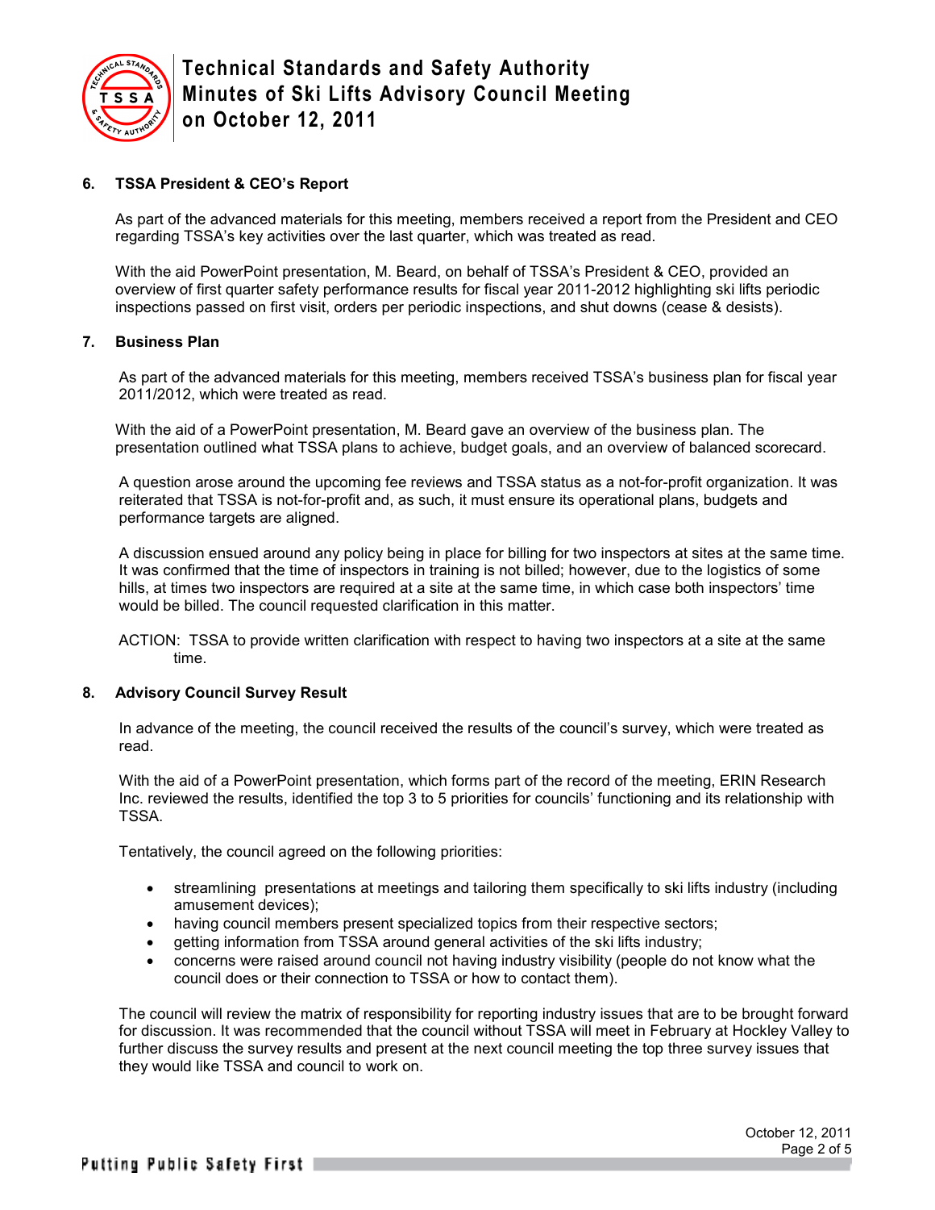## 6. TSSA President & CEO's Report

As part of the advanced materials for this meeting, members received a report from the President and CEO regarding TSSA's key activities over the last quarter, which was treated as read.

With the aid PowerPoint presentation, M. Beard, on behalf of TSSA's President & CEO, provided an overview of first quarter safety performance results for fiscal year 2011-2012 highlighting ski lifts periodic inspections passed on first visit, orders per periodic inspections, and shut downs (cease & desists).

## 7. Business Plan

As part of the advanced materials for this meeting, members received TSSA's business plan for fiscal year 2011/2012, which were treated as read.

With the aid of a PowerPoint presentation, M. Beard gave an overview of the business plan. The presentation outlined what TSSA plans to achieve, budget goals, and an overview of balanced scorecard.

A question arose around the upcoming fee reviews and TSSA status as a not-for-profit organization. It was reiterated that TSSA is not-for-profit and, as such, it must ensure its operational plans, budgets and performance targets are aligned.

A discussion ensued around any policy being in place for billing for two inspectors at sites at the same time. It was confirmed that the time of inspectors in training is not billed; however, due to the logistics of some hills, at times two inspectors are required at a site at the same time, in which case both inspectors' time would be billed. The council requested clarification in this matter.

ACTION: TSSA to provide written clarification with respect to having two inspectors at a site at the same time.

## 8. Advisory Council Survey Result

In advance of the meeting, the council received the results of the council's survey, which were treated as read.

With the aid of a PowerPoint presentation, which forms part of the record of the meeting, ERIN Research Inc. reviewed the results, identified the top 3 to 5 priorities for councils' functioning and its relationship with TSSA.

Tentatively, the council agreed on the following priorities:

- streamlining presentations at meetings and tailoring them specifically to ski lifts industry (including amusement devices);
- having council members present specialized topics from their respective sectors;
- getting information from TSSA around general activities of the ski lifts industry;
- concerns were raised around council not having industry visibility (people do not know what the council does or their connection to TSSA or how to contact them).

The council will review the matrix of responsibility for reporting industry issues that are to be brought forward for discussion. It was recommended that the council without TSSA will meet in February at Hockley Valley to further discuss the survey results and present at the next council meeting the top three survey issues that they would like TSSA and council to work on.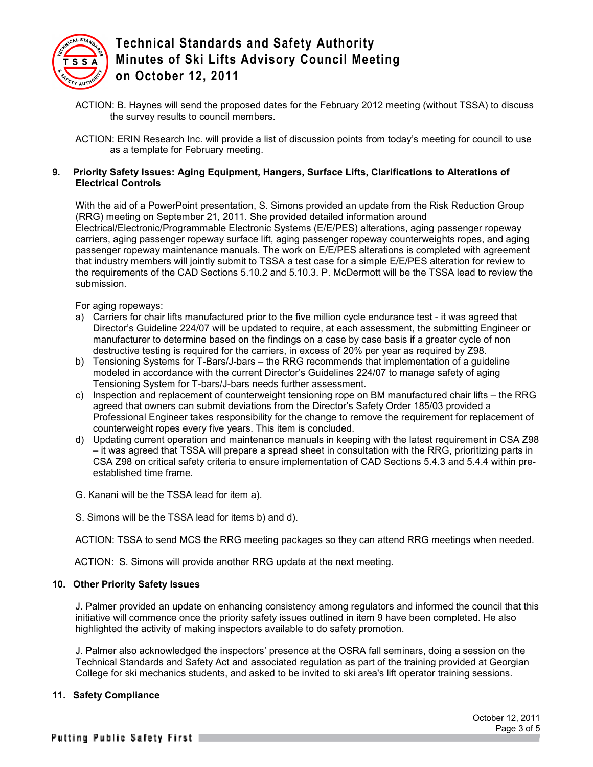ACTION: B. Haynes will send the proposed dates for the February 2012 meeting (without TSSA) to discuss the survey results to council members.

ACTION: ERIN Research Inc. will provide a list of discussion points from today's meeting for council to use as a template for February meeting.

## 9. Priority Safety Issues: Aging Equipment, Hangers, Surface Lifts, Clarifications to Alterations of Electrical Controls

With the aid of a PowerPoint presentation, S. Simons provided an update from the Risk Reduction Group (RRG) meeting on September 21, 2011. She provided detailed information around Electrical/Electronic/Programmable Electronic Systems (E/E/PES) alterations, aging passenger ropeway carriers, aging passenger ropeway surface lift, aging passenger ropeway counterweights ropes, and aging passenger ropeway maintenance manuals. The work on E/E/PES alterations is completed with agreement that industry members will jointly submit to TSSA a test case for a simple E/E/PES alteration for review to the requirements of the CAD Sections 5.10.2 and 5.10.3. P. McDermott will be the TSSA lead to review the submission.

For aging ropeways:

a) Carriers for chair lifts manufactured prior to the five million cycle endurance test - it was agreed that Director's Guideline 224/07 will be updated to require, at each assessment, the submitting Engineer or manufacturer to determine based on the findings on a case by case basis if a greater cycle of non destructive testing is required for the carriers, in excess of 20% per year as required by Z98.
b) Tensioning Systems for T-Bars/J-bars – the RRG recommends that implementation of a guideline modeled in accordance with the current Director's Guidelines 224/07 to manage safety of aging Tensioning System for T-bars/J-bars needs further assessment.
c) Inspection and replacement of counterweight tensioning rope on BM manufactured chair lifts – the RRG agreed that owners can submit deviations from the Director's Safety Order 185/03 provided a Professional Engineer takes responsibility for the change to remove the requirement for replacement of counterweight ropes every five years. This item is concluded.
d) Updating current operation and maintenance manuals in keeping with the latest requirement in CSA Z98 – it was agreed that TSSA will prepare a spread sheet in consultation with the RRG, prioritizing parts in CSA Z98 on critical safety criteria to ensure implementation of CAD Sections 5.4.3 and 5.4.4 within pre-established time frame.

G. Kanani will be the TSSA lead for item a).

S. Simons will be the TSSA lead for items b) and d).

ACTION: TSSA to send MCS the RRG meeting packages so they can attend RRG meetings when needed.

ACTION: S. Simons will provide another RRG update at the next meeting.

## 10. Other Priority Safety Issues

J. Palmer provided an update on enhancing consistency among regulators and informed the council that this initiative will commence once the priority safety issues outlined in item 9 have been completed. He also highlighted the activity of making inspectors available to do safety promotion.

J. Palmer also acknowledged the inspectors' presence at the OSRA fall seminars, doing a session on the Technical Standards and Safety Act and associated regulation as part of the training provided at Georgian College for ski mechanics students, and asked to be invited to ski area's lift operator training sessions.

## 11. Safety Compliance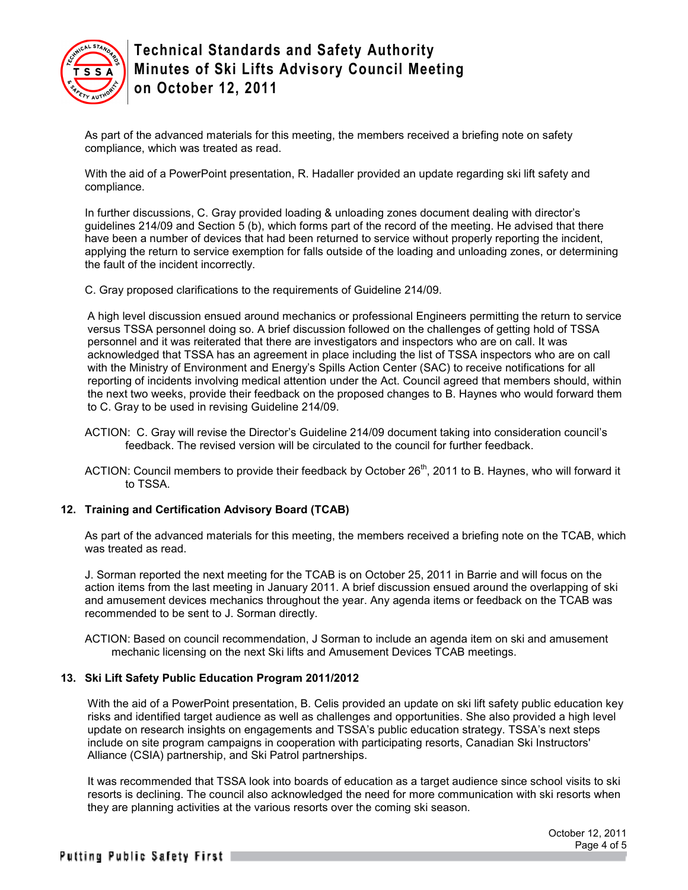As part of the advanced materials for this meeting, the members received a briefing note on safety compliance, which was treated as read.

With the aid of a PowerPoint presentation, R. Hadaller provided an update regarding ski lift safety and compliance.

In further discussions, C. Gray provided loading & unloading zones document dealing with director's guidelines 214/09 and Section 5 (b), which forms part of the record of the meeting. He advised that there have been a number of devices that had been returned to service without properly reporting the incident, applying the return to service exemption for falls outside of the loading and unloading zones, or determining the fault of the incident incorrectly.

C. Gray proposed clarifications to the requirements of Guideline 214/09.

A high level discussion ensued around mechanics or professional Engineers permitting the return to service versus TSSA personnel doing so. A brief discussion followed on the challenges of getting hold of TSSA personnel and it was reiterated that there are investigators and inspectors who are on call. It was acknowledged that TSSA has an agreement in place including the list of TSSA inspectors who are on call with the Ministry of Environment and Energy's Spills Action Center (SAC) to receive notifications for all reporting of incidents involving medical attention under the Act. Council agreed that members should, within the next two weeks, provide their feedback on the proposed changes to B. Haynes who would forward them to C. Gray to be used in revising Guideline 214/09.

ACTION: C. Gray will revise the Director's Guideline 214/09 document taking into consideration council's feedback. The revised version will be circulated to the council for further feedback.

ACTION: Council members to provide their feedback by October 26th, 2011 to B. Haynes, who will forward it to TSSA.

## 12. Training and Certification Advisory Board (TCAB)

As part of the advanced materials for this meeting, the members received a briefing note on the TCAB, which was treated as read.

J. Sorman reported the next meeting for the TCAB is on October 25, 2011 in Barrie and will focus on the action items from the last meeting in January 2011. A brief discussion ensued around the overlapping of ski and amusement devices mechanics throughout the year. Any agenda items or feedback on the TCAB was recommended to be sent to J. Sorman directly.

ACTION: Based on council recommendation, J Sorman to include an agenda item on ski and amusement mechanic licensing on the next Ski lifts and Amusement Devices TCAB meetings.

## 13. Ski Lift Safety Public Education Program 2011/2012

With the aid of a PowerPoint presentation, B. Celis provided an update on ski lift safety public education key risks and identified target audience as well as challenges and opportunities. She also provided a high level update on research insights on engagements and TSSA's public education strategy. TSSA's next steps include on site program campaigns in cooperation with participating resorts, Canadian Ski Instructors' Alliance (CSIA) partnership, and Ski Patrol partnerships.

It was recommended that TSSA look into boards of education as a target audience since school visits to ski resorts is declining. The council also acknowledged the need for more communication with ski resorts when they are planning activities at the various resorts over the coming ski season.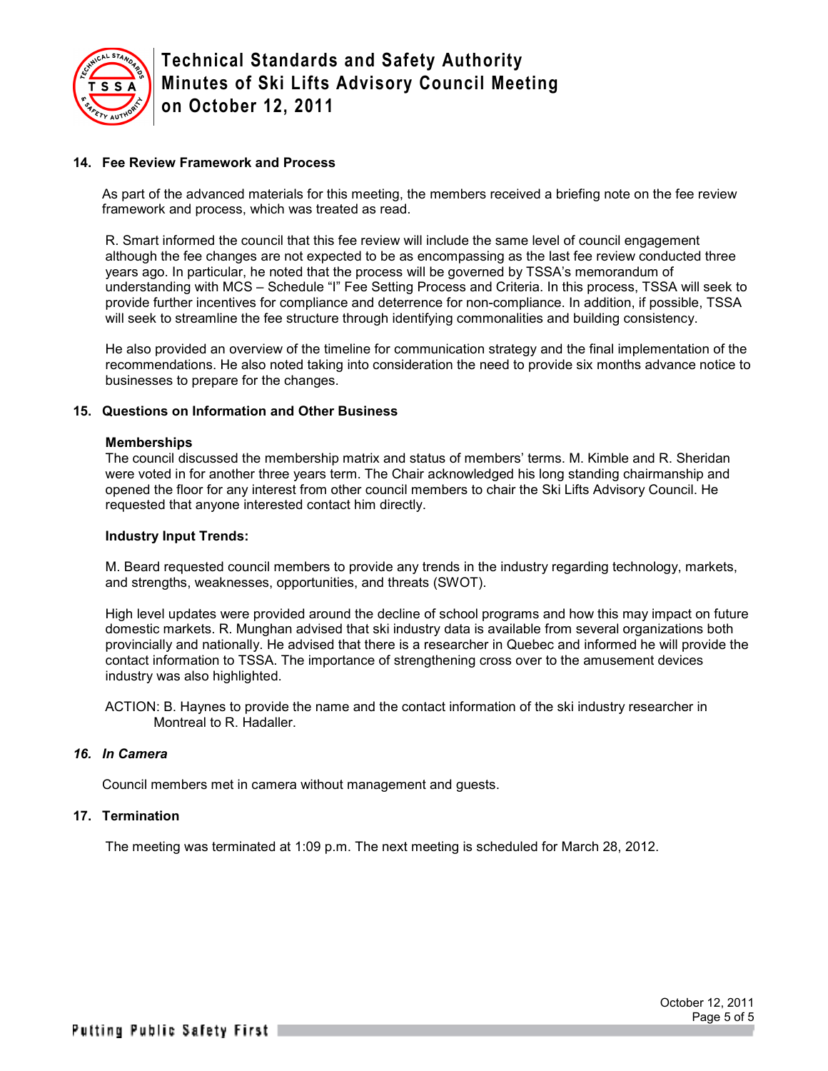### 14. Fee Review Framework and Process

As part of the advanced materials for this meeting, the members received a briefing note on the fee review framework and process, which was treated as read.

R. Smart informed the council that this fee review will include the same level of council engagement although the fee changes are not expected to be as encompassing as the last fee review conducted three years ago. In particular, he noted that the process will be governed by TSSA's memorandum of understanding with MCS – Schedule "I" Fee Setting Process and Criteria. In this process, TSSA will seek to provide further incentives for compliance and deterrence for non-compliance. In addition, if possible, TSSA will seek to streamline the fee structure through identifying commonalities and building consistency.

He also provided an overview of the timeline for communication strategy and the final implementation of the recommendations. He also noted taking into consideration the need to provide six months advance notice to businesses to prepare for the changes.

### 15. Questions on Information and Other Business

**Memberships**

The council discussed the membership matrix and status of members' terms. M. Kimble and R. Sheridan were voted in for another three years term. The Chair acknowledged his long standing chairmanship and opened the floor for any interest from other council members to chair the Ski Lifts Advisory Council. He requested that anyone interested contact him directly.

**Industry Input Trends:**

M. Beard requested council members to provide any trends in the industry regarding technology, markets, and strengths, weaknesses, opportunities, and threats (SWOT).

High level updates were provided around the decline of school programs and how this may impact on future domestic markets. R. Munghan advised that ski industry data is available from several organizations both provincially and nationally. He advised that there is a researcher in Quebec and informed he will provide the contact information to TSSA. The importance of strengthening cross over to the amusement devices industry was also highlighted.

ACTION: B. Haynes to provide the name and the contact information of the ski industry researcher in Montreal to R. Hadaller.

### *16. In Camera*

Council members met in camera without management and guests.

### 17. Termination

The meeting was terminated at 1:09 p.m. The next meeting is scheduled for March 28, 2012.